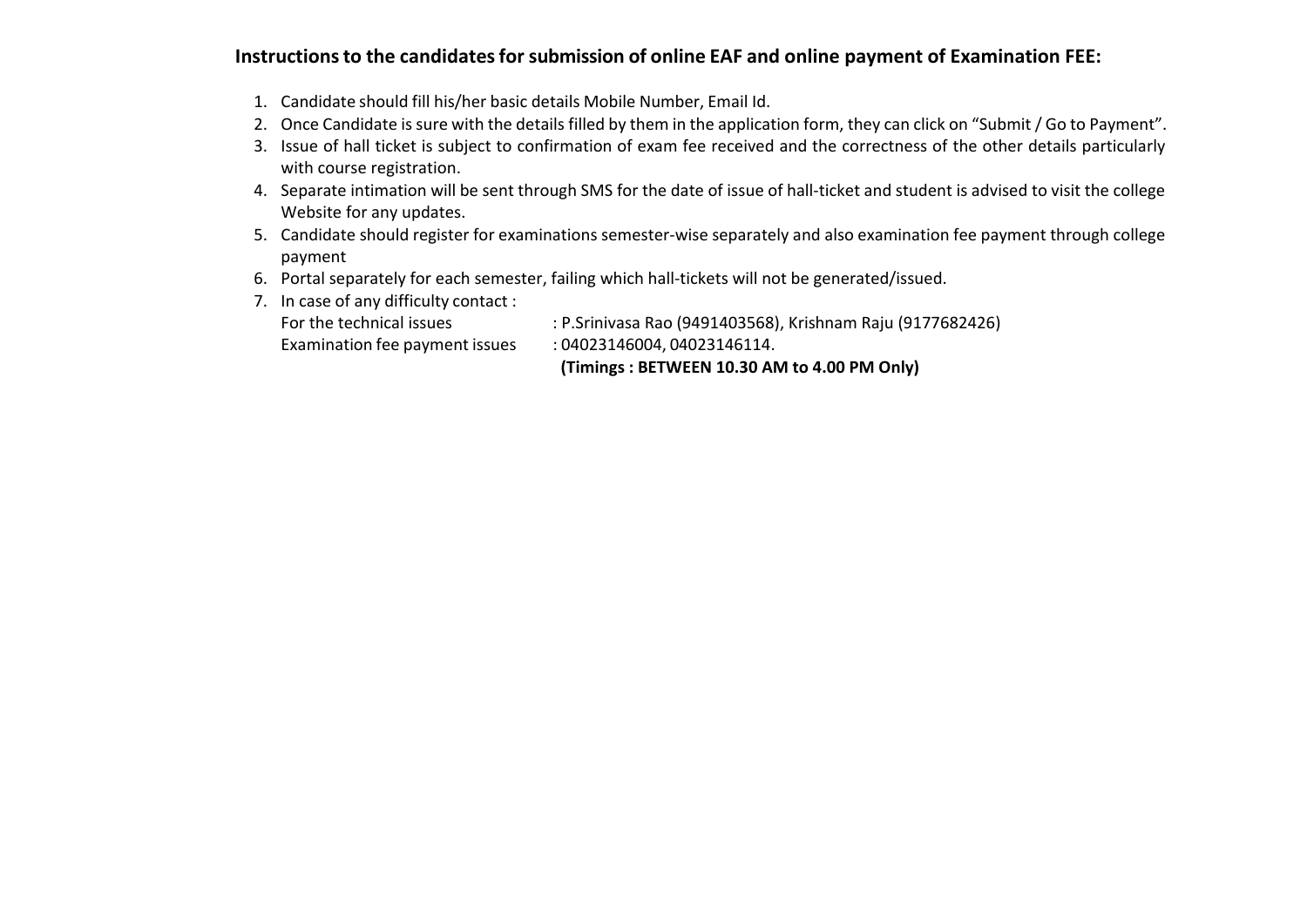**Instructions to the candidates for submission of online EAF and online payment of Examination FEE:**

1. Candidate should fill his/her basic details Mobile Number, Email Id.
2. Once Candidate is sure with the details filled by them in the application form, they can click on "Submit / Go to Payment".
3. Issue of hall ticket is subject to confirmation of exam fee received and the correctness of the other details particularly with course registration.
4. Separate intimation will be sent through SMS for the date of issue of hall-ticket and student is advised to visit the college Website for any updates.
5. Candidate should register for examinations semester-wise separately and also examination fee payment through college payment
6. Portal separately for each semester, failing which hall-tickets will not be generated/issued.
7. In case of any difficulty contact :

   For the technical issues : P.Srinivasa Rao (9491403568), Krishnam Raju (9177682426)

   Examination fee payment issues : 04023146004, 04023146114.

   **(Timings : BETWEEN 10.30 AM to 4.00 PM Only)**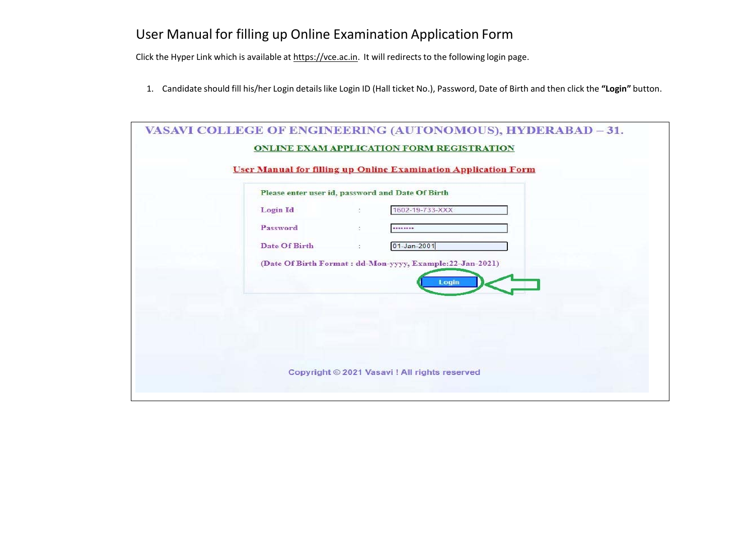# User Manual for filling up Online Examination Application Form

Click the Hyper Link which is available at https://vce.ac.in. It will redirects to the following login page.

1. Candidate should fill his/her Login details like Login ID (Hall ticket No.), Password, Date of Birth and then click the **"Login"** button.

VASAVI COLLEGE OF ENGINEERING (AUTONOMOUS), HYDERABAD – 31.

ONLINE EXAM APPLICATION FORM REGISTRATION

User Manual for filling up Online Examination Application Form

Please enter user id, password and Date Of Birth

| | | |
|---|---|---|
| Login Id | : | 1602-19-733-XXX |
| Password | : | •••••••• |
| Date Of Birth | : | 01-Jan-2001 |

(Date Of Birth Format : dd-Mon-yyyy, Example:22-Jan-2021)

Login

Copyright © 2021 Vasavi ! All rights reserved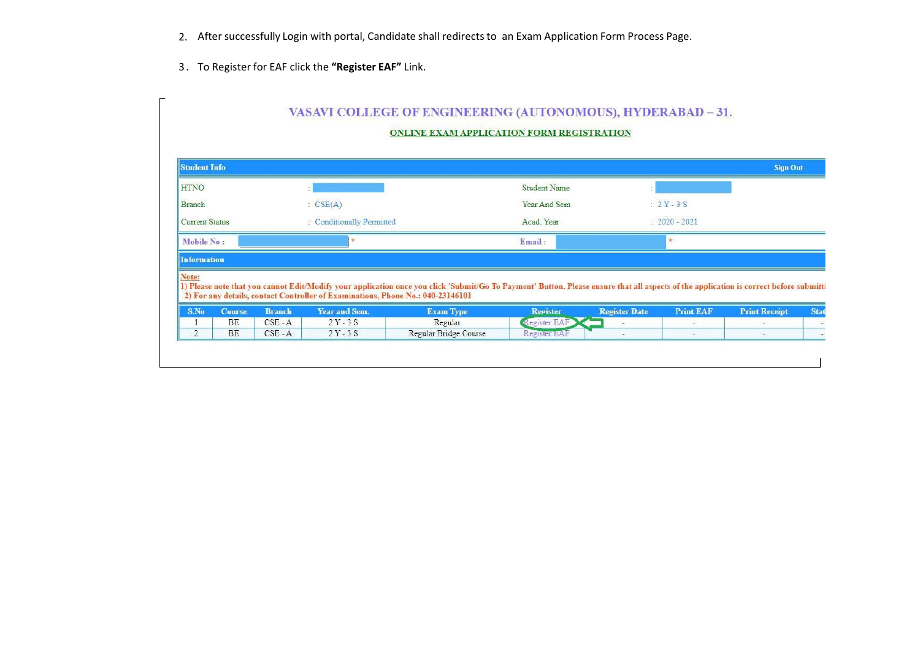2. After successfully Login with portal, Candidate shall redirects to an Exam Application Form Process Page.

3. To Register for EAF click the **"Register EAF"** Link.

## VASAVI COLLEGE OF ENGINEERING (AUTONOMOUS), HYDERABAD – 31.

**ONLINE EXAM APPLICATION FORM REGISTRATION**

**Student Info** | **Sign Out**

| HTNO | : | Student Name | : |
|---|---|---|---|
| Branch | : CSE(A) | Year And Sem | : 2 Y - 3 S |
| Current Status | : Conditionally Permitted | Acad. Year | : 2020 - 2021 |

**Mobile No :** * **Email :** *

**Information**

Note:
1) Please note that you cannot Edit/Modify your application once you click 'Submit/Go To Payment' Button. Please ensure that all aspects of the application is correct before submitti
2) For any details, contact Controller of Examinations, Phone No.: 040-23146101

| S.No | Course | Branch | Year and Sem. | Exam Type | Register | Register Date | Print EAF | Print Receipt | Stat |
|---|---|---|---|---|---|---|---|---|---|
| 1 | BE | CSE - A | 2 Y - 3 S | Regular | Register EAF | - | - | - | - |
| 2 | BE | CSE - A | 2 Y - 3 S | Regular Bridge Course | Register EAF | - | - | - | - |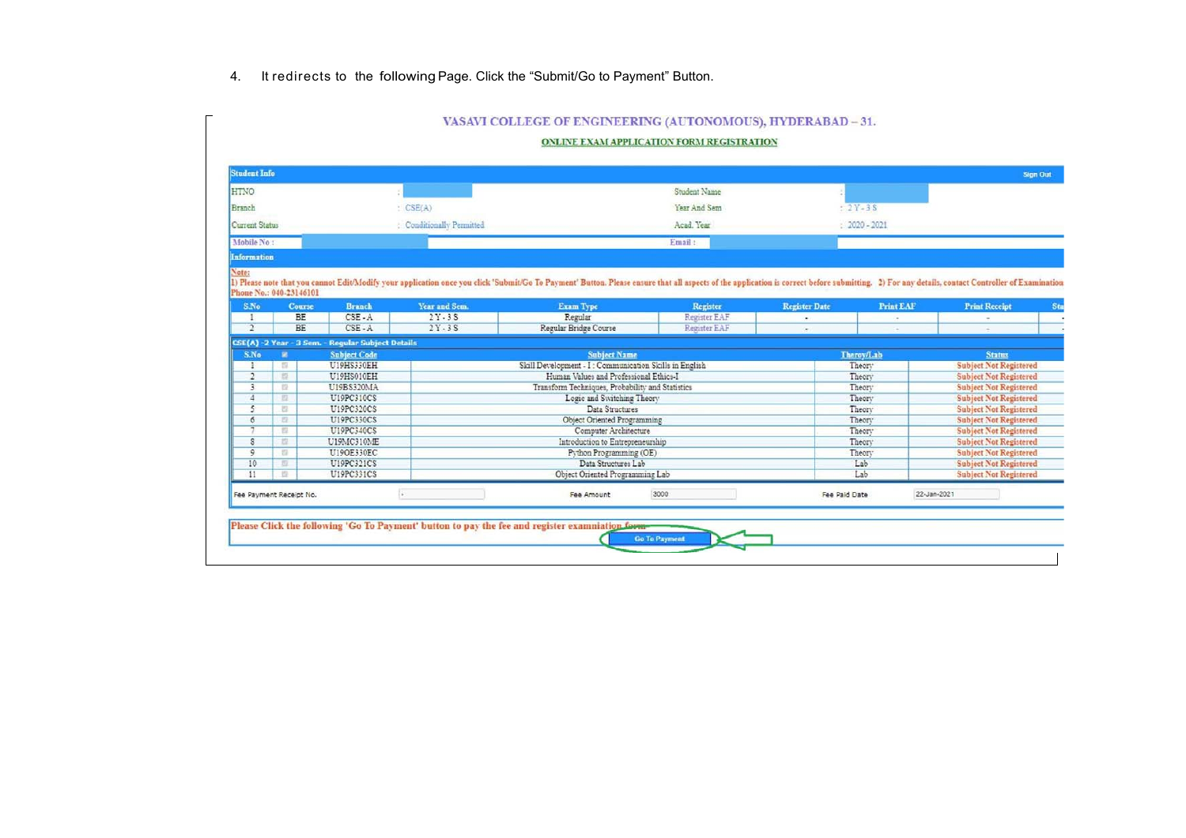4. It redirects to the following Page. Click the “Submit/Go to Payment” Button.

## VASAVI COLLEGE OF ENGINEERING (AUTONOMOUS), HYDERABAD – 31.

**ONLINE EXAM APPLICATION FORM REGISTRATION**

**Student Info** Sign Out

| | | | |
|---|---|---|---|
| HTNO | : | Student Name | : |
| Branch | : CSE(A) | Year And Sem | : 2 Y - 3 S |
| Current Status | : Conditionally Permitted | Acad. Year | : 2020 - 2021 |
| Mobile No : | | Email : | |

**Information**

**Note:**
1) Please note that you cannot Edit/Modify your application once you click 'Submit/Go To Payment' Button. Please ensure that all aspects of the application is correct before submitting. 2) For any details, contact Controller of Examination Phone No.: 040-23146101

| S.No | Course | Branch | Year and Sem. | Exam Type | Register | Register Date | Print EAF | Print Receipt | Sta |
|---|---|---|---|---|---|---|---|---|---|
| 1 | BE | CSE - A | 2 Y - 3 S | Regular | Register EAF | - | - | - | - |
| 2 | BE | CSE - A | 2 Y - 3 S | Regular Bridge Course | Register EAF | - | - | - | - |

**CSE(A) -2 Year - 3 Sem. - Regular Subject Details**

| S.No | | Subject Code | Subject Name | Theroy/Lab | Status |
|---|---|---|---|---|---|
| 1 | | U19HS330EH | Skill Development - I : Communication Skills in English | Theory | Subject Not Registered |
| 2 | | U19HS010EH | Human Values and Professional Ethics-I | Theory | Subject Not Registered |
| 3 | | U19BS320MA | Transform Techniques, Probability and Statistics | Theory | Subject Not Registered |
| 4 | | U19PC310CS | Logic and Switching Theory | Theory | Subject Not Registered |
| 5 | | U19PC320CS | Data Structures | Theory | Subject Not Registered |
| 6 | | U19PC330CS | Object Oriented Programming | Theory | Subject Not Registered |
| 7 | | U19PC340CS | Computer Architecture | Theory | Subject Not Registered |
| 8 | | U19MC310ME | Introduction to Entrepreneurship | Theory | Subject Not Registered |
| 9 | | U19OE330EC | Python Programming (OE) | Theory | Subject Not Registered |
| 10 | | U19PC321CS | Data Structures Lab | Lab | Subject Not Registered |
| 11 | | U19PC331CS | Object Oriented Programming Lab | Lab | Subject Not Registered |

| Fee Payment Receipt No. | - | Fee Amount | 3000 | Fee Paid Date | 22-Jan-2021 |
|---|---|---|---|---|---|

Please Click the following 'Go To Payment' button to pay the fee and register examination form

Go To Payment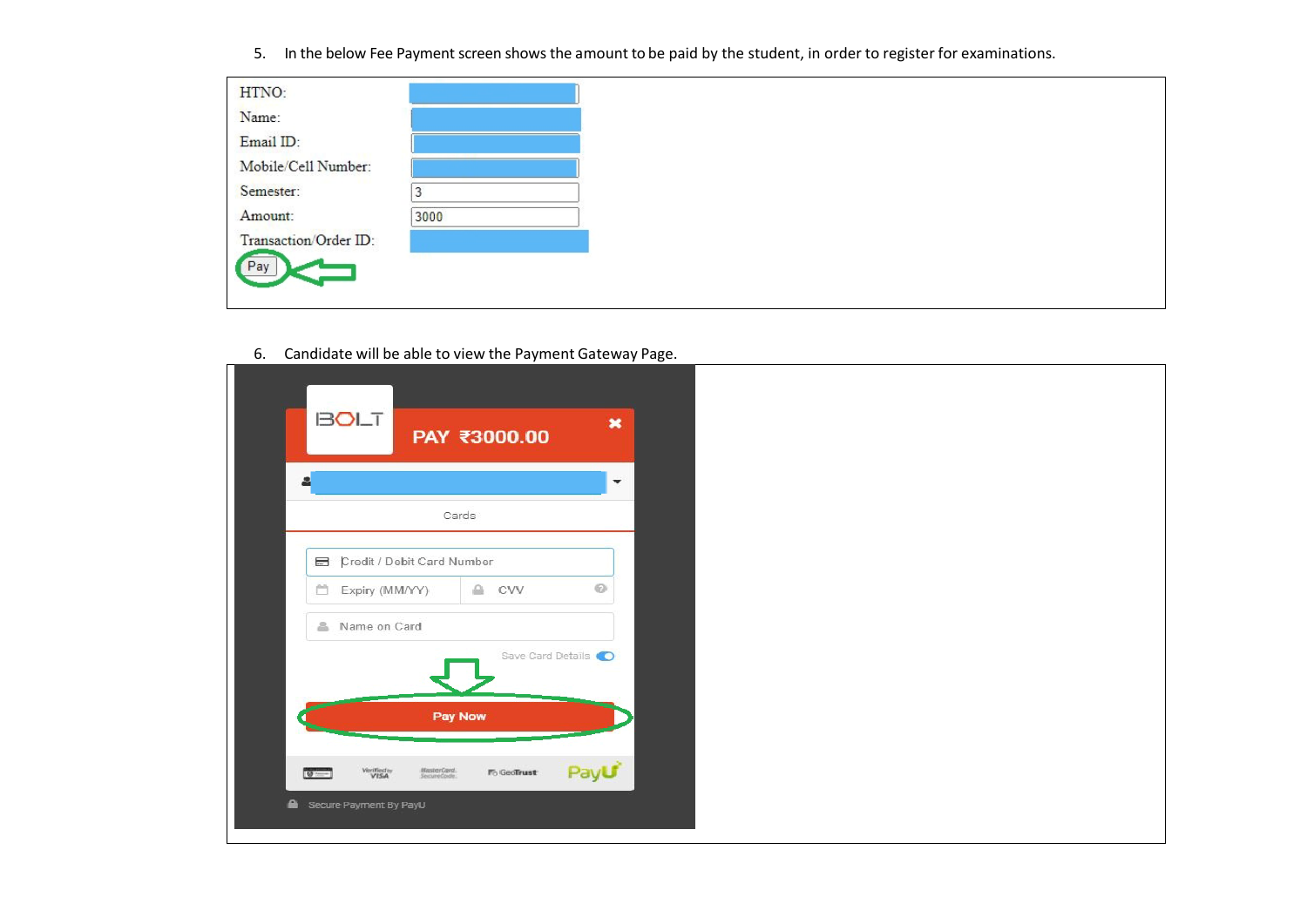5. In the below Fee Payment screen shows the amount to be paid by the student, in order to register for examinations.

| | |
|---|---|
| HTNO: | |
| Name: | |
| Email ID: | |
| Mobile/Cell Number: | |
| Semester: | 3 |
| Amount: | 3000 |
| Transaction/Order ID: | |

Pay

6. Candidate will be able to view the Payment Gateway Page.

BOLT

PAY ₹3000.00

Cards

Credit / Debit Card Number

Expiry (MM/YY)

CVV

Name on Card

Save Card Details

Pay Now

Verified by VISA

MasterCard SecureCode

GeoTrust

PayU

Secure Payment By PayU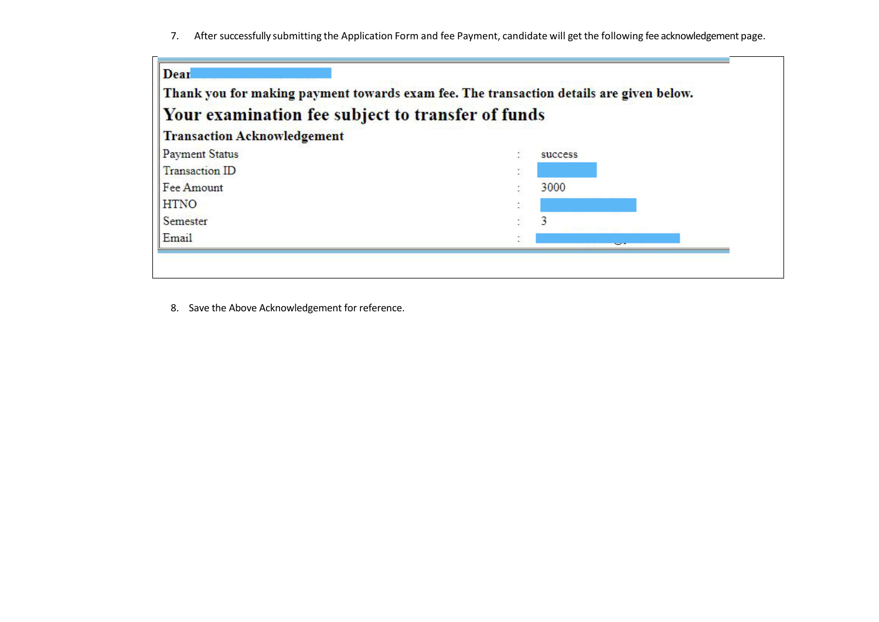7. After successfully submitting the Application Form and fee Payment, candidate will get the following fee acknowledgement page.

**Dear**

**Thank you for making payment towards exam fee. The transaction details are given below.**

## Your examination fee subject to transfer of funds

### Transaction Acknowledgement

| | | |
|---|---|---|
| Payment Status | : | success |
| Transaction ID | : | |
| Fee Amount | : | 3000 |
| HTNO | : | |
| Semester | : | 3 |
| Email | : | |

8. Save the Above Acknowledgement for reference.